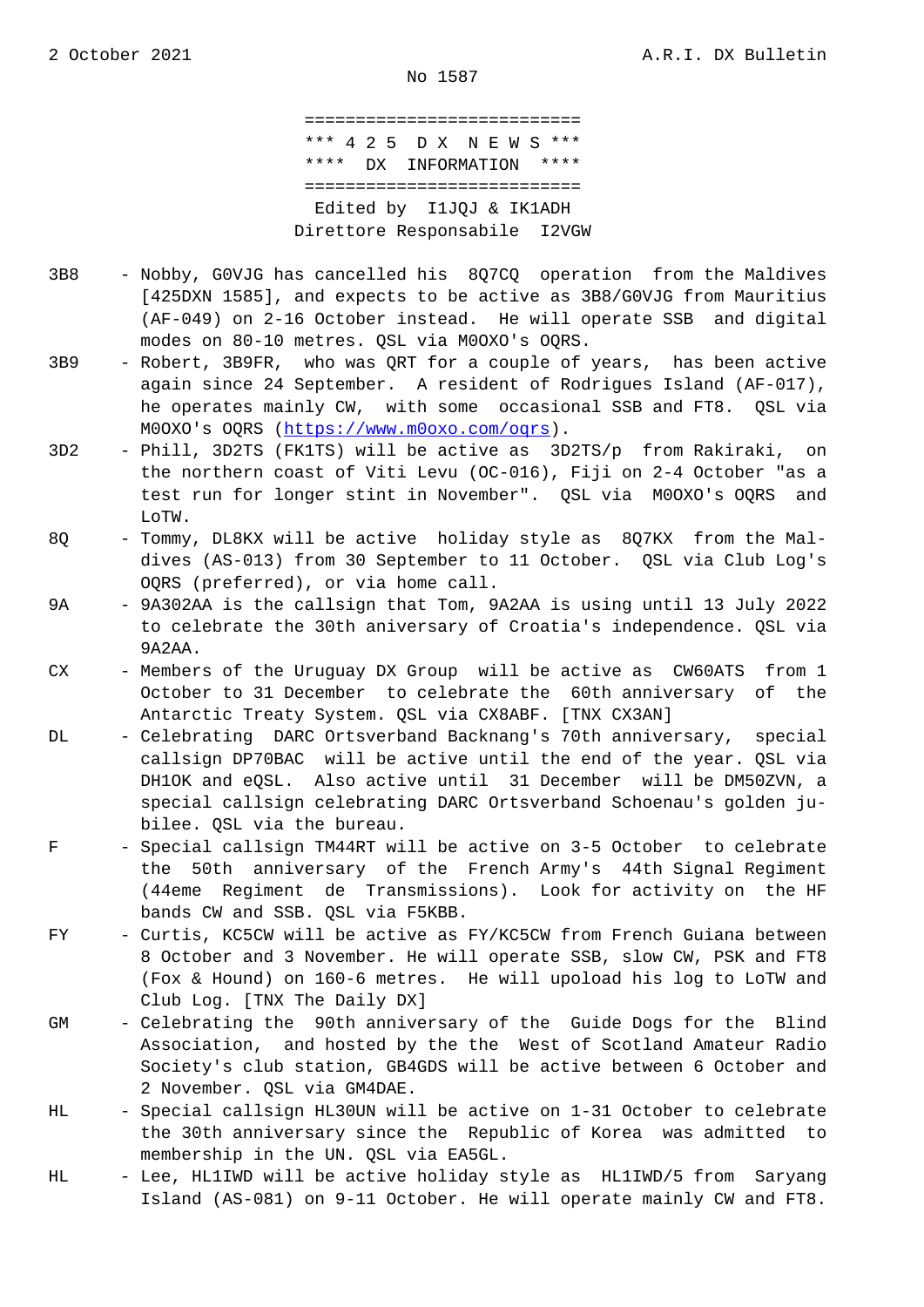2 October 2021 A.R.I. DX Bulletin

No 1587

```
===========================
*** 4 2 5  D X  N E W S ***
****  DX  INFORMATION  ****
===========================
```

Edited by I1JQJ & IK1ADH
Direttore Responsabile I2VGW

3B8 - Nobby, G0VJG has cancelled his 8Q7CQ operation from the Maldives [425DXN 1585], and expects to be active as 3B8/G0VJG from Mauritius (AF-049) on 2-16 October instead. He will operate SSB and digital modes on 80-10 metres. QSL via M0OXO's OQRS.

3B9 - Robert, 3B9FR, who was QRT for a couple of years, has been active again since 24 September. A resident of Rodrigues Island (AF-017), he operates mainly CW, with some occasional SSB and FT8. QSL via M0OXO's OQRS (https://www.m0oxo.com/oqrs).

3D2 - Phill, 3D2TS (FK1TS) will be active as 3D2TS/p from Rakiraki, on the northern coast of Viti Levu (OC-016), Fiji on 2-4 October "as a test run for longer stint in November". QSL via M0OXO's OQRS and LoTW.

8Q - Tommy, DL8KX will be active holiday style as 8Q7KX from the Maldives (AS-013) from 30 September to 11 October. QSL via Club Log's OQRS (preferred), or via home call.

9A - 9A302AA is the callsign that Tom, 9A2AA is using until 13 July 2022 to celebrate the 30th aniversary of Croatia's independence. QSL via 9A2AA.

CX - Members of the Uruguay DX Group will be active as CW60ATS from 1 October to 31 December to celebrate the 60th anniversary of the Antarctic Treaty System. QSL via CX8ABF. [TNX CX3AN]

DL - Celebrating DARC Ortsverband Backnang's 70th anniversary, special callsign DP70BAC will be active until the end of the year. QSL via DH1OK and eQSL. Also active until 31 December will be DM50ZVN, a special callsign celebrating DARC Ortsverband Schoenau's golden jubilee. QSL via the bureau.

F - Special callsign TM44RT will be active on 3-5 October to celebrate the 50th anniversary of the French Army's 44th Signal Regiment (44eme Regiment de Transmissions). Look for activity on the HF bands CW and SSB. QSL via F5KBB.

FY - Curtis, KC5CW will be active as FY/KC5CW from French Guiana between 8 October and 3 November. He will operate SSB, slow CW, PSK and FT8 (Fox & Hound) on 160-6 metres. He will upoload his log to LoTW and Club Log. [TNX The Daily DX]

GM - Celebrating the 90th anniversary of the Guide Dogs for the Blind Association, and hosted by the the West of Scotland Amateur Radio Society's club station, GB4GDS will be active between 6 October and 2 November. QSL via GM4DAE.

HL - Special callsign HL30UN will be active on 1-31 October to celebrate the 30th anniversary since the Republic of Korea was admitted to membership in the UN. QSL via EA5GL.

HL - Lee, HL1IWD will be active holiday style as HL1IWD/5 from Saryang Island (AS-081) on 9-11 October. He will operate mainly CW and FT8.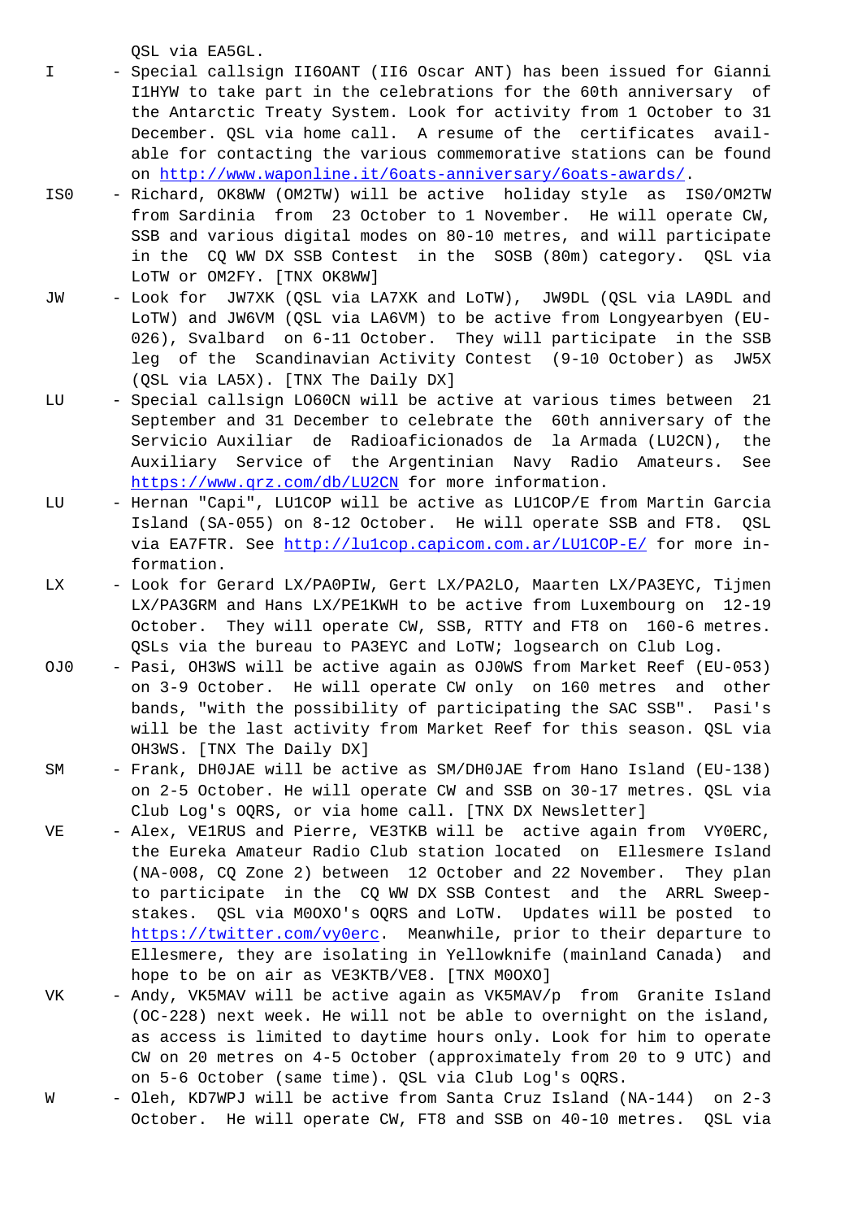QSL via EA5GL.

I - Special callsign II6OANT (II6 Oscar ANT) has been issued for Gianni I1HYW to take part in the celebrations for the 60th anniversary of the Antarctic Treaty System. Look for activity from 1 October to 31 December. QSL via home call. A resume of the certificates available for contacting the various commemorative stations can be found on http://www.waponline.it/6oats-anniversary/6oats-awards/.

IS0 - Richard, OK8WW (OM2TW) will be active holiday style as IS0/OM2TW from Sardinia from 23 October to 1 November. He will operate CW, SSB and various digital modes on 80-10 metres, and will participate in the CQ WW DX SSB Contest in the SOSB (80m) category. QSL via LoTW or OM2FY. [TNX OK8WW]

JW - Look for JW7XK (QSL via LA7XK and LoTW), JW9DL (QSL via LA9DL and LoTW) and JW6VM (QSL via LA6VM) to be active from Longyearbyen (EU-026), Svalbard on 6-11 October. They will participate in the SSB leg of the Scandinavian Activity Contest (9-10 October) as JW5X (QSL via LA5X). [TNX The Daily DX]

LU - Special callsign LO60CN will be active at various times between 21 September and 31 December to celebrate the 60th anniversary of the Servicio Auxiliar de Radioaficionados de la Armada (LU2CN), the Auxiliary Service of the Argentinian Navy Radio Amateurs. See https://www.qrz.com/db/LU2CN for more information.

LU - Hernan "Capi", LU1COP will be active as LU1COP/E from Martin Garcia Island (SA-055) on 8-12 October. He will operate SSB and FT8. QSL via EA7FTR. See http://lu1cop.capicom.com.ar/LU1COP-E/ for more information.

LX - Look for Gerard LX/PA0PIW, Gert LX/PA2LO, Maarten LX/PA3EYC, Tijmen LX/PA3GRM and Hans LX/PE1KWH to be active from Luxembourg on 12-19 October. They will operate CW, SSB, RTTY and FT8 on 160-6 metres. QSLs via the bureau to PA3EYC and LoTW; logsearch on Club Log.

OJ0 - Pasi, OH3WS will be active again as OJ0WS from Market Reef (EU-053) on 3-9 October. He will operate CW only on 160 metres and other bands, "with the possibility of participating the SAC SSB". Pasi's will be the last activity from Market Reef for this season. QSL via OH3WS. [TNX The Daily DX]

SM - Frank, DH0JAE will be active as SM/DH0JAE from Hano Island (EU-138) on 2-5 October. He will operate CW and SSB on 30-17 metres. QSL via Club Log's OQRS, or via home call. [TNX DX Newsletter]

VE - Alex, VE1RUS and Pierre, VE3TKB will be active again from VY0ERC, the Eureka Amateur Radio Club station located on Ellesmere Island (NA-008, CQ Zone 2) between 12 October and 22 November. They plan to participate in the CQ WW DX SSB Contest and the ARRL Sweepstakes. QSL via M0OXO's OQRS and LoTW. Updates will be posted to https://twitter.com/vy0erc. Meanwhile, prior to their departure to Ellesmere, they are isolating in Yellowknife (mainland Canada) and hope to be on air as VE3KTB/VE8. [TNX M0OXO]

VK - Andy, VK5MAV will be active again as VK5MAV/p from Granite Island (OC-228) next week. He will not be able to overnight on the island, as access is limited to daytime hours only. Look for him to operate CW on 20 metres on 4-5 October (approximately from 20 to 9 UTC) and on 5-6 October (same time). QSL via Club Log's OQRS.

W - Oleh, KD7WPJ will be active from Santa Cruz Island (NA-144) on 2-3 October. He will operate CW, FT8 and SSB on 40-10 metres. QSL via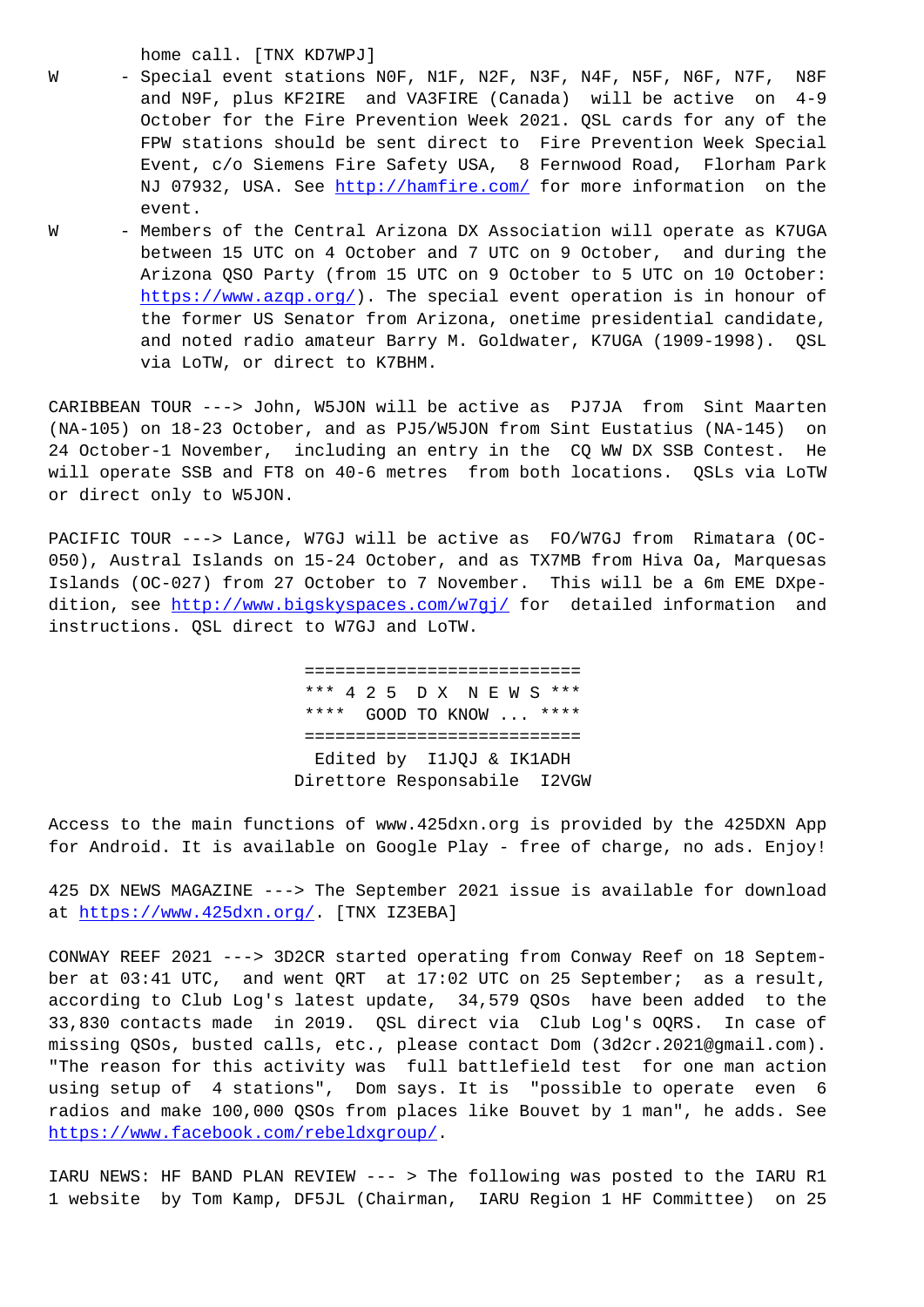home call. [TNX KD7WPJ]

W - Special event stations N0F, N1F, N2F, N3F, N4F, N5F, N6F, N7F, N8F and N9F, plus KF2IRE and VA3FIRE (Canada) will be active on 4-9 October for the Fire Prevention Week 2021. QSL cards for any of the FPW stations should be sent direct to Fire Prevention Week Special Event, c/o Siemens Fire Safety USA, 8 Fernwood Road, Florham Park NJ 07932, USA. See http://hamfire.com/ for more information on the event.

W - Members of the Central Arizona DX Association will operate as K7UGA between 15 UTC on 4 October and 7 UTC on 9 October, and during the Arizona QSO Party (from 15 UTC on 9 October to 5 UTC on 10 October: https://www.azqp.org/). The special event operation is in honour of the former US Senator from Arizona, onetime presidential candidate, and noted radio amateur Barry M. Goldwater, K7UGA (1909-1998). QSL via LoTW, or direct to K7BHM.

CARIBBEAN TOUR ---> John, W5JON will be active as PJ7JA from Sint Maarten (NA-105) on 18-23 October, and as PJ5/W5JON from Sint Eustatius (NA-145) on 24 October-1 November, including an entry in the CQ WW DX SSB Contest. He will operate SSB and FT8 on 40-6 metres from both locations. QSLs via LoTW or direct only to W5JON.

PACIFIC TOUR ---> Lance, W7GJ will be active as FO/W7GJ from Rimatara (OC-050), Austral Islands on 15-24 October, and as TX7MB from Hiva Oa, Marquesas Islands (OC-027) from 27 October to 7 November. This will be a 6m EME DXpedition, see http://www.bigskyspaces.com/w7gj/ for detailed information and instructions. QSL direct to W7GJ and LoTW.

```
===========================
*** 4 2 5   D X   N E W S ***
****  GOOD TO KNOW ... ****
===========================
 Edited by  I1JQJ & IK1ADH
Direttore Responsabile  I2VGW
```

Access to the main functions of www.425dxn.org is provided by the 425DXN App for Android. It is available on Google Play - free of charge, no ads. Enjoy!

425 DX NEWS MAGAZINE ---> The September 2021 issue is available for download at https://www.425dxn.org/. [TNX IZ3EBA]

CONWAY REEF 2021 ---> 3D2CR started operating from Conway Reef on 18 September at 03:41 UTC, and went QRT at 17:02 UTC on 25 September; as a result, according to Club Log's latest update, 34,579 QSOs have been added to the 33,830 contacts made in 2019. QSL direct via Club Log's OQRS. In case of missing QSOs, busted calls, etc., please contact Dom (3d2cr.2021@gmail.com). "The reason for this activity was full battlefield test for one man action using setup of 4 stations", Dom says. It is "possible to operate even 6 radios and make 100,000 QSOs from places like Bouvet by 1 man", he adds. See https://www.facebook.com/rebeldxgroup/.

IARU NEWS: HF BAND PLAN REVIEW --- > The following was posted to the IARU R1 1 website by Tom Kamp, DF5JL (Chairman, IARU Region 1 HF Committee) on 25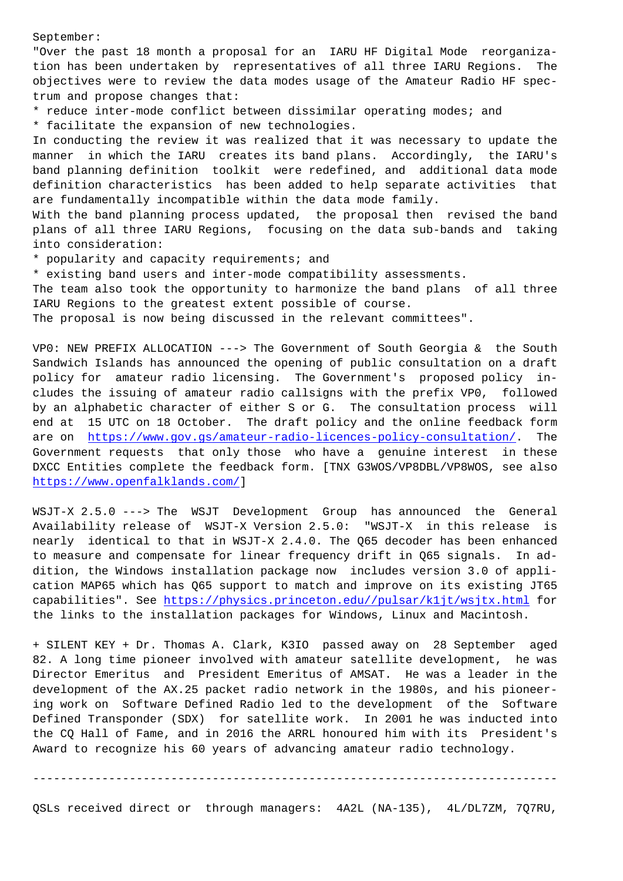September:
"Over the past 18 month a proposal for an IARU HF Digital Mode reorganization has been undertaken by representatives of all three IARU Regions. The objectives were to review the data modes usage of the Amateur Radio HF spectrum and propose changes that:

* reduce inter-mode conflict between dissimilar operating modes; and
* facilitate the expansion of new technologies.

In conducting the review it was realized that it was necessary to update the manner in which the IARU creates its band plans. Accordingly, the IARU's band planning definition toolkit were redefined, and additional data mode definition characteristics has been added to help separate activities that are fundamentally incompatible within the data mode family.
With the band planning process updated, the proposal then revised the band plans of all three IARU Regions, focusing on the data sub-bands and taking into consideration:

* popularity and capacity requirements; and
* existing band users and inter-mode compatibility assessments.

The team also took the opportunity to harmonize the band plans of all three IARU Regions to the greatest extent possible of course.
The proposal is now being discussed in the relevant committees".

VP0: NEW PREFIX ALLOCATION ---> The Government of South Georgia & the South Sandwich Islands has announced the opening of public consultation on a draft policy for amateur radio licensing. The Government's proposed policy includes the issuing of amateur radio callsigns with the prefix VP0, followed by an alphabetic character of either S or G. The consultation process will end at 15 UTC on 18 October. The draft policy and the online feedback form are on https://www.gov.gs/amateur-radio-licences-policy-consultation/. The Government requests that only those who have a genuine interest in these DXCC Entities complete the feedback form. [TNX G3WOS/VP8DBL/VP8WOS, see also https://www.openfalklands.com/]

WSJT-X 2.5.0 ---> The WSJT Development Group has announced the General Availability release of WSJT-X Version 2.5.0: "WSJT-X in this release is nearly identical to that in WSJT-X 2.4.0. The Q65 decoder has been enhanced to measure and compensate for linear frequency drift in Q65 signals. In addition, the Windows installation package now includes version 3.0 of application MAP65 which has Q65 support to match and improve on its existing JT65 capabilities". See https://physics.princeton.edu//pulsar/k1jt/wsjtx.html for the links to the installation packages for Windows, Linux and Macintosh.

+ SILENT KEY + Dr. Thomas A. Clark, K3IO passed away on 28 September aged 82. A long time pioneer involved with amateur satellite development, he was Director Emeritus and President Emeritus of AMSAT. He was a leader in the development of the AX.25 packet radio network in the 1980s, and his pioneering work on Software Defined Radio led to the development of the Software Defined Transponder (SDX) for satellite work. In 2001 he was inducted into the CQ Hall of Fame, and in 2016 the ARRL honoured him with its President's Award to recognize his 60 years of advancing amateur radio technology.

---

QSLs received direct or through managers: 4A2L (NA-135), 4L/DL7ZM, 7Q7RU,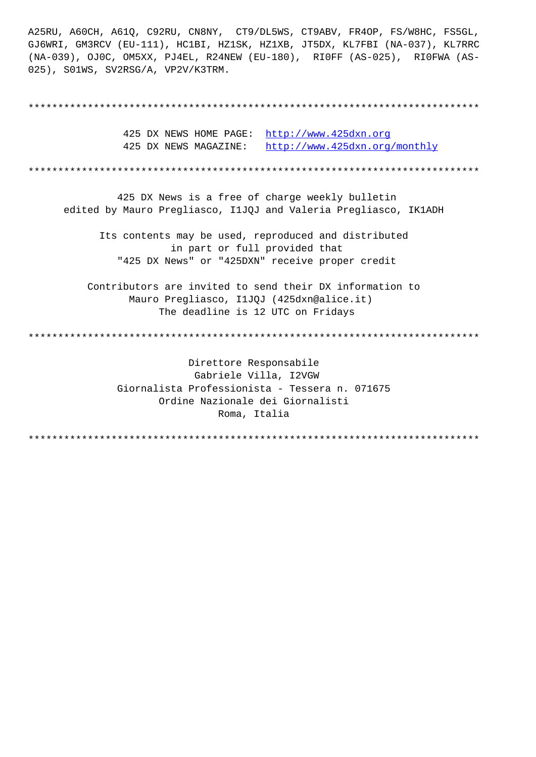A25RU, A60CH, A61Q, C92RU, CN8NY, CT9/DL5WS, CT9ABV, FR4OP, FS/W8HC, FS5GL, GJ6WRI, GM3RCV (EU-111), HC1BI, HZ1SK, HZ1XB, JT5DX, KL7FBI (NA-037), KL7RRC (NA-039), OJ0C, OM5XX, PJ4EL, R24NEW (EU-180), RI0FF (AS-025), RI0FWA (AS-025), S01WS, SV2RSG/A, VP2V/K3TRM.

******************************************************************************

425 DX NEWS HOME PAGE: http://www.425dxn.org
425 DX NEWS MAGAZINE: http://www.425dxn.org/monthly

******************************************************************************

425 DX News is a free of charge weekly bulletin
edited by Mauro Pregliasco, I1JQJ and Valeria Pregliasco, IK1ADH

Its contents may be used, reproduced and distributed
in part or full provided that
"425 DX News" or "425DXN" receive proper credit

Contributors are invited to send their DX information to
Mauro Pregliasco, I1JQJ (425dxn@alice.it)
The deadline is 12 UTC on Fridays

******************************************************************************

Direttore Responsabile
Gabriele Villa, I2VGW
Giornalista Professionista - Tessera n. 071675
Ordine Nazionale dei Giornalisti
Roma, Italia

******************************************************************************